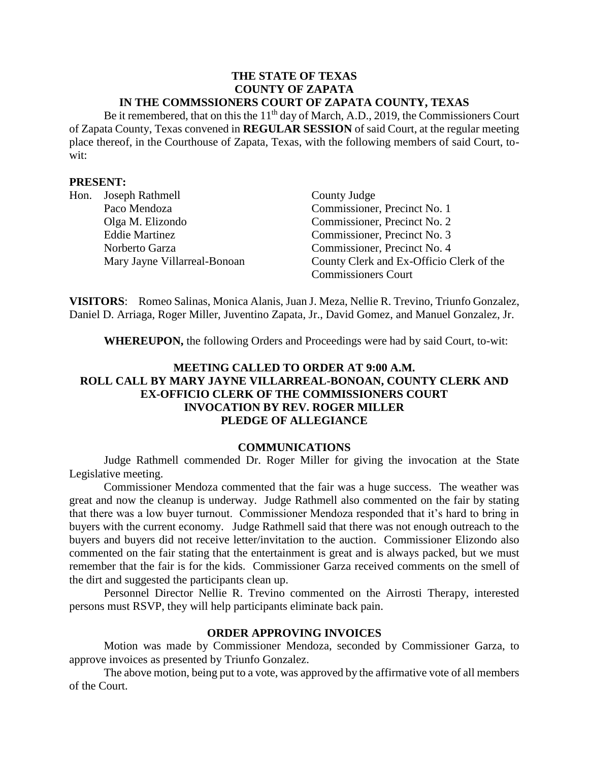**THE STATE OF TEXAS**
**COUNTY OF ZAPATA**
**IN THE COMMSSIONERS COURT OF ZAPATA COUNTY, TEXAS**

Be it remembered, that on this the 11th day of March, A.D., 2019, the Commissioners Court of Zapata County, Texas convened in **REGULAR SESSION** of said Court, at the regular meeting place thereof, in the Courthouse of Zapata, Texas, with the following members of said Court, to-wit:

**PRESENT:**

| | | |
|---|---|---|
| Hon. | Joseph Rathmell | County Judge |
| | Paco Mendoza | Commissioner, Precinct No. 1 |
| | Olga M. Elizondo | Commissioner, Precinct No. 2 |
| | Eddie Martinez | Commissioner, Precinct No. 3 |
| | Norberto Garza | Commissioner, Precinct No. 4 |
| | Mary Jayne Villarreal-Bonoan | County Clerk and Ex-Officio Clerk of the Commissioners Court |

**VISITORS**: Romeo Salinas, Monica Alanis, Juan J. Meza, Nellie R. Trevino, Triunfo Gonzalez, Daniel D. Arriaga, Roger Miller, Juventino Zapata, Jr., David Gomez, and Manuel Gonzalez, Jr.

**WHEREUPON,** the following Orders and Proceedings were had by said Court, to-wit:

**MEETING CALLED TO ORDER AT 9:00 A.M.**
**ROLL CALL BY MARY JAYNE VILLARREAL-BONOAN, COUNTY CLERK AND EX-OFFICIO CLERK OF THE COMMISSIONERS COURT**
**INVOCATION BY REV. ROGER MILLER**
**PLEDGE OF ALLEGIANCE**

**COMMUNICATIONS**

Judge Rathmell commended Dr. Roger Miller for giving the invocation at the State Legislative meeting.

Commissioner Mendoza commented that the fair was a huge success. The weather was great and now the cleanup is underway. Judge Rathmell also commented on the fair by stating that there was a low buyer turnout. Commissioner Mendoza responded that it's hard to bring in buyers with the current economy. Judge Rathmell said that there was not enough outreach to the buyers and buyers did not receive letter/invitation to the auction. Commissioner Elizondo also commented on the fair stating that the entertainment is great and is always packed, but we must remember that the fair is for the kids. Commissioner Garza received comments on the smell of the dirt and suggested the participants clean up.

Personnel Director Nellie R. Trevino commented on the Airrosti Therapy, interested persons must RSVP, they will help participants eliminate back pain.

**ORDER APPROVING INVOICES**

Motion was made by Commissioner Mendoza, seconded by Commissioner Garza, to approve invoices as presented by Triunfo Gonzalez.

The above motion, being put to a vote, was approved by the affirmative vote of all members of the Court.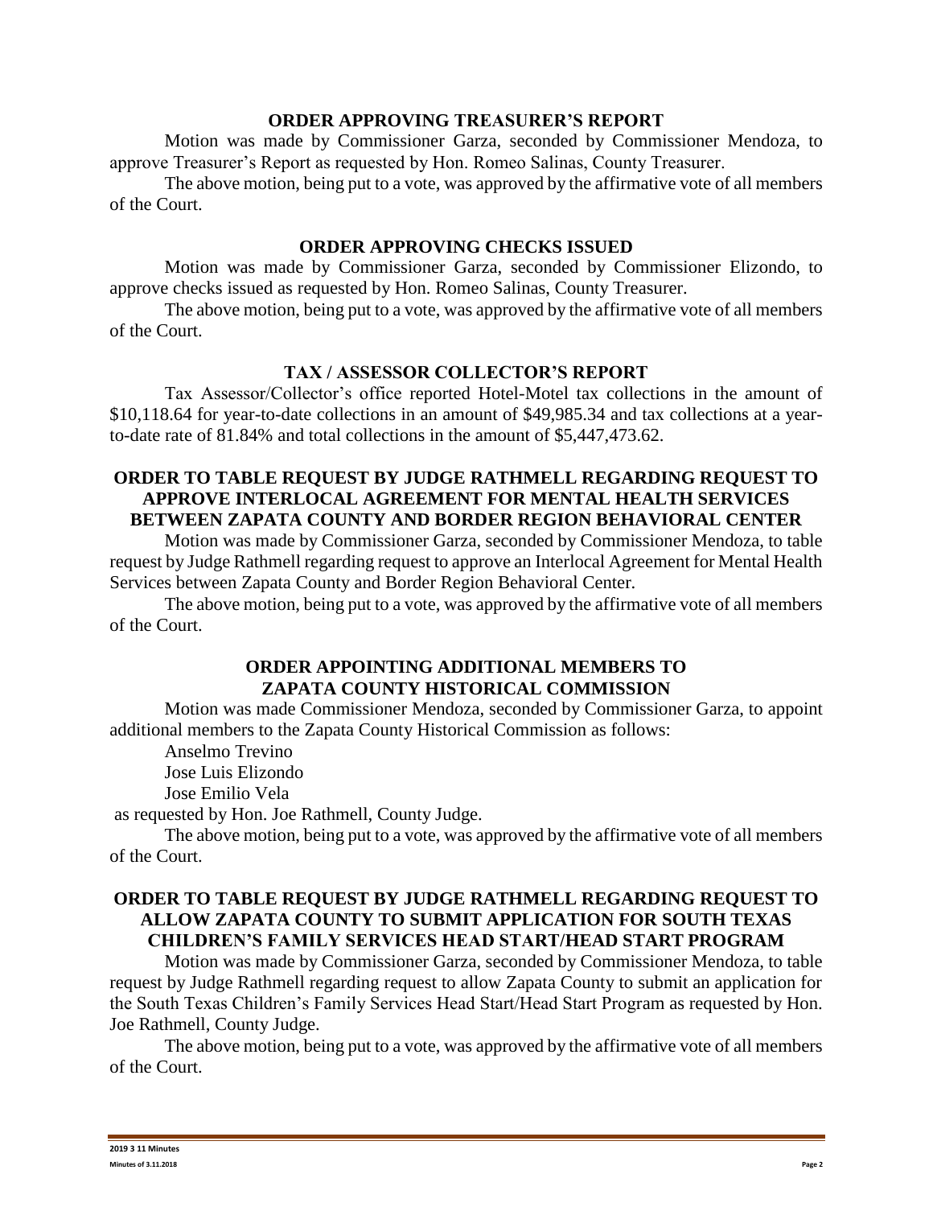**ORDER APPROVING TREASURER'S REPORT**

Motion was made by Commissioner Garza, seconded by Commissioner Mendoza, to approve Treasurer's Report as requested by Hon. Romeo Salinas, County Treasurer.

The above motion, being put to a vote, was approved by the affirmative vote of all members of the Court.

**ORDER APPROVING CHECKS ISSUED**

Motion was made by Commissioner Garza, seconded by Commissioner Elizondo, to approve checks issued as requested by Hon. Romeo Salinas, County Treasurer.

The above motion, being put to a vote, was approved by the affirmative vote of all members of the Court.

**TAX / ASSESSOR COLLECTOR'S REPORT**

Tax Assessor/Collector's office reported Hotel-Motel tax collections in the amount of $10,118.64 for year-to-date collections in an amount of $49,985.34 and tax collections at a year-to-date rate of 81.84% and total collections in the amount of $5,447,473.62.

**ORDER TO TABLE REQUEST BY JUDGE RATHMELL REGARDING REQUEST TO APPROVE INTERLOCAL AGREEMENT FOR MENTAL HEALTH SERVICES BETWEEN ZAPATA COUNTY AND BORDER REGION BEHAVIORAL CENTER**

Motion was made by Commissioner Garza, seconded by Commissioner Mendoza, to table request by Judge Rathmell regarding request to approve an Interlocal Agreement for Mental Health Services between Zapata County and Border Region Behavioral Center.

The above motion, being put to a vote, was approved by the affirmative vote of all members of the Court.

**ORDER APPOINTING ADDITIONAL MEMBERS TO ZAPATA COUNTY HISTORICAL COMMISSION**

Motion was made Commissioner Mendoza, seconded by Commissioner Garza, to appoint additional members to the Zapata County Historical Commission as follows:

Anselmo Trevino
Jose Luis Elizondo
Jose Emilio Vela

as requested by Hon. Joe Rathmell, County Judge.

The above motion, being put to a vote, was approved by the affirmative vote of all members of the Court.

**ORDER TO TABLE REQUEST BY JUDGE RATHMELL REGARDING REQUEST TO ALLOW ZAPATA COUNTY TO SUBMIT APPLICATION FOR SOUTH TEXAS CHILDREN'S FAMILY SERVICES HEAD START/HEAD START PROGRAM**

Motion was made by Commissioner Garza, seconded by Commissioner Mendoza, to table request by Judge Rathmell regarding request to allow Zapata County to submit an application for the South Texas Children's Family Services Head Start/Head Start Program as requested by Hon. Joe Rathmell, County Judge.

The above motion, being put to a vote, was approved by the affirmative vote of all members of the Court.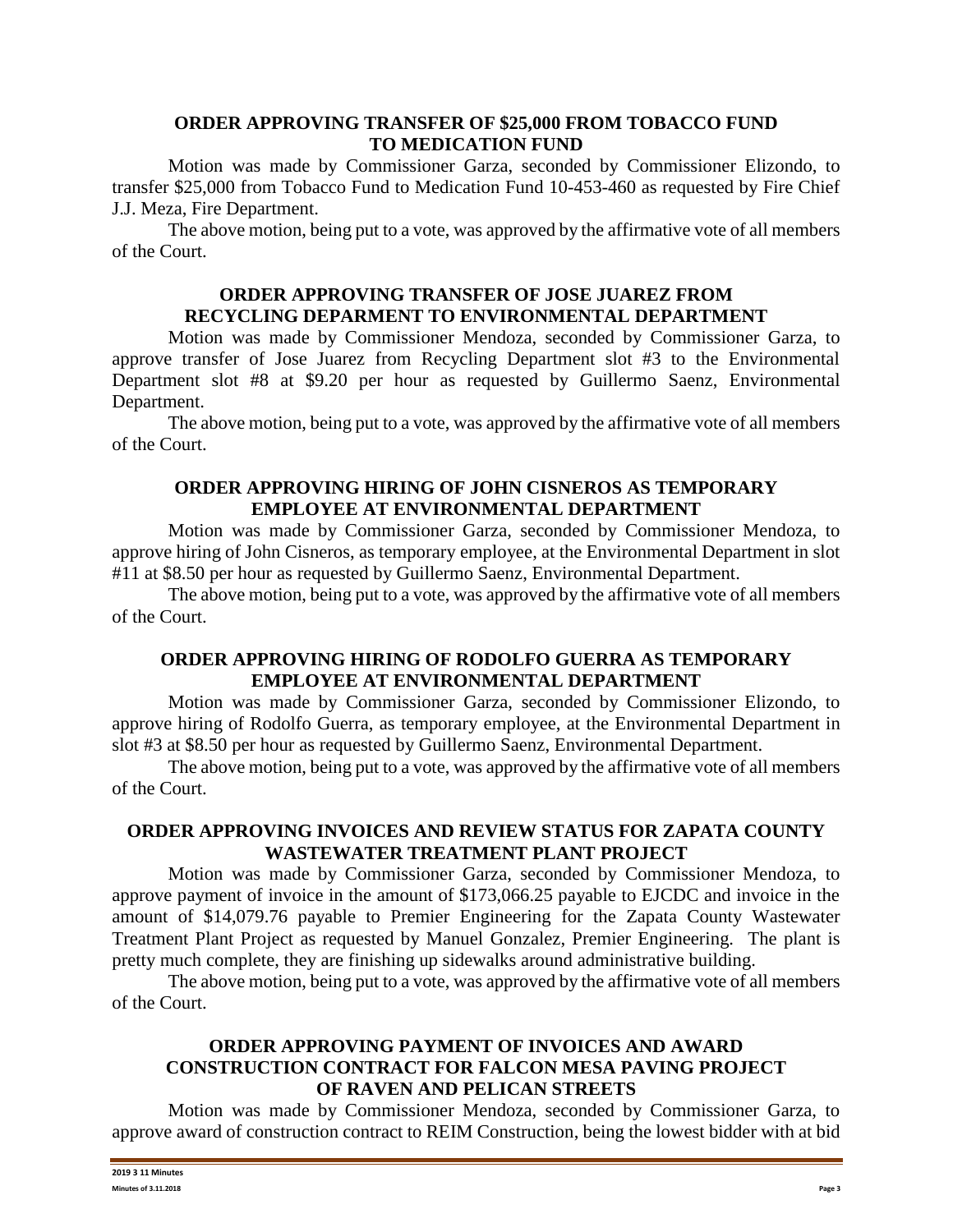**ORDER APPROVING TRANSFER OF $25,000 FROM TOBACCO FUND TO MEDICATION FUND**

Motion was made by Commissioner Garza, seconded by Commissioner Elizondo, to transfer $25,000 from Tobacco Fund to Medication Fund 10-453-460 as requested by Fire Chief J.J. Meza, Fire Department.

The above motion, being put to a vote, was approved by the affirmative vote of all members of the Court.

**ORDER APPROVING TRANSFER OF JOSE JUAREZ FROM RECYCLING DEPARMENT TO ENVIRONMENTAL DEPARTMENT**

Motion was made by Commissioner Mendoza, seconded by Commissioner Garza, to approve transfer of Jose Juarez from Recycling Department slot #3 to the Environmental Department slot #8 at $9.20 per hour as requested by Guillermo Saenz, Environmental Department.

The above motion, being put to a vote, was approved by the affirmative vote of all members of the Court.

**ORDER APPROVING HIRING OF JOHN CISNEROS AS TEMPORARY EMPLOYEE AT ENVIRONMENTAL DEPARTMENT**

Motion was made by Commissioner Garza, seconded by Commissioner Mendoza, to approve hiring of John Cisneros, as temporary employee, at the Environmental Department in slot #11 at $8.50 per hour as requested by Guillermo Saenz, Environmental Department.

The above motion, being put to a vote, was approved by the affirmative vote of all members of the Court.

**ORDER APPROVING HIRING OF RODOLFO GUERRA AS TEMPORARY EMPLOYEE AT ENVIRONMENTAL DEPARTMENT**

Motion was made by Commissioner Garza, seconded by Commissioner Elizondo, to approve hiring of Rodolfo Guerra, as temporary employee, at the Environmental Department in slot #3 at $8.50 per hour as requested by Guillermo Saenz, Environmental Department.

The above motion, being put to a vote, was approved by the affirmative vote of all members of the Court.

**ORDER APPROVING INVOICES AND REVIEW STATUS FOR ZAPATA COUNTY WASTEWATER TREATMENT PLANT PROJECT**

Motion was made by Commissioner Garza, seconded by Commissioner Mendoza, to approve payment of invoice in the amount of $173,066.25 payable to EJCDC and invoice in the amount of $14,079.76 payable to Premier Engineering for the Zapata County Wastewater Treatment Plant Project as requested by Manuel Gonzalez, Premier Engineering. The plant is pretty much complete, they are finishing up sidewalks around administrative building.

The above motion, being put to a vote, was approved by the affirmative vote of all members of the Court.

**ORDER APPROVING PAYMENT OF INVOICES AND AWARD CONSTRUCTION CONTRACT FOR FALCON MESA PAVING PROJECT OF RAVEN AND PELICAN STREETS**

Motion was made by Commissioner Mendoza, seconded by Commissioner Garza, to approve award of construction contract to REIM Construction, being the lowest bidder with at bid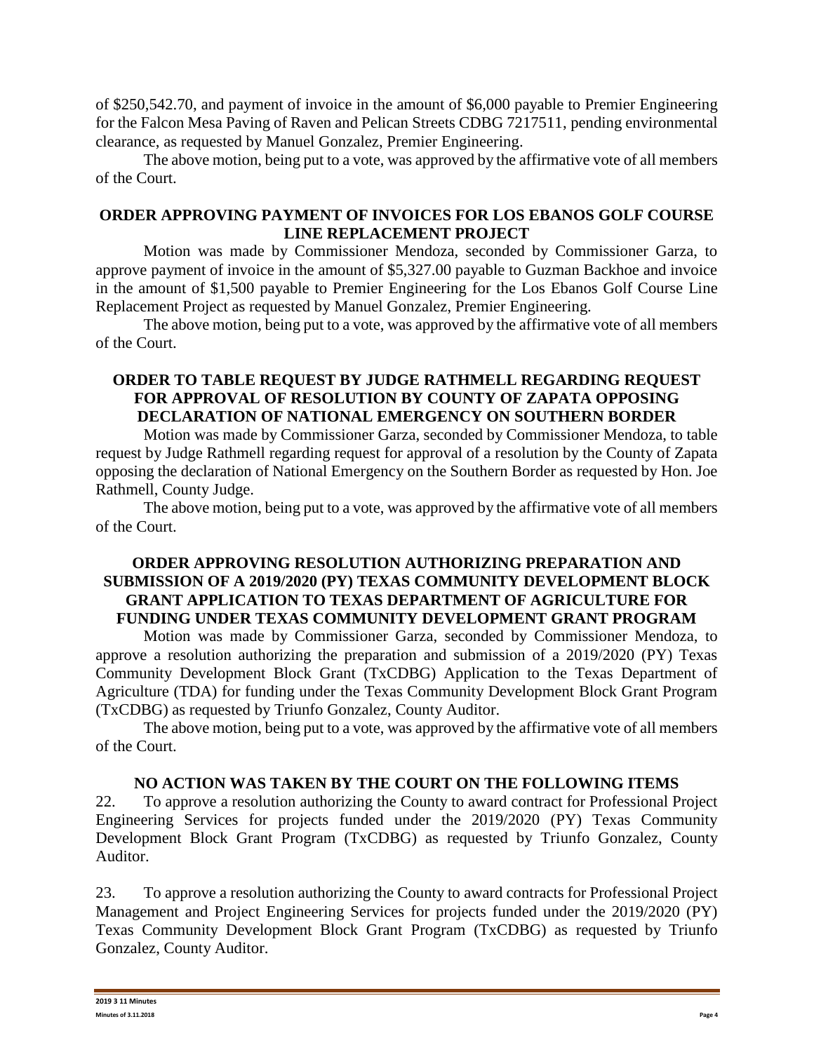of $250,542.70, and payment of invoice in the amount of $6,000 payable to Premier Engineering for the Falcon Mesa Paving of Raven and Pelican Streets CDBG 7217511, pending environmental clearance, as requested by Manuel Gonzalez, Premier Engineering.

The above motion, being put to a vote, was approved by the affirmative vote of all members of the Court.

**ORDER APPROVING PAYMENT OF INVOICES FOR LOS EBANOS GOLF COURSE LINE REPLACEMENT PROJECT**

Motion was made by Commissioner Mendoza, seconded by Commissioner Garza, to approve payment of invoice in the amount of $5,327.00 payable to Guzman Backhoe and invoice in the amount of $1,500 payable to Premier Engineering for the Los Ebanos Golf Course Line Replacement Project as requested by Manuel Gonzalez, Premier Engineering.

The above motion, being put to a vote, was approved by the affirmative vote of all members of the Court.

**ORDER TO TABLE REQUEST BY JUDGE RATHMELL REGARDING REQUEST FOR APPROVAL OF RESOLUTION BY COUNTY OF ZAPATA OPPOSING DECLARATION OF NATIONAL EMERGENCY ON SOUTHERN BORDER**

Motion was made by Commissioner Garza, seconded by Commissioner Mendoza, to table request by Judge Rathmell regarding request for approval of a resolution by the County of Zapata opposing the declaration of National Emergency on the Southern Border as requested by Hon. Joe Rathmell, County Judge.

The above motion, being put to a vote, was approved by the affirmative vote of all members of the Court.

**ORDER APPROVING RESOLUTION AUTHORIZING PREPARATION AND SUBMISSION OF A 2019/2020 (PY) TEXAS COMMUNITY DEVELOPMENT BLOCK GRANT APPLICATION TO TEXAS DEPARTMENT OF AGRICULTURE FOR FUNDING UNDER TEXAS COMMUNITY DEVELOPMENT GRANT PROGRAM**

Motion was made by Commissioner Garza, seconded by Commissioner Mendoza, to approve a resolution authorizing the preparation and submission of a 2019/2020 (PY) Texas Community Development Block Grant (TxCDBG) Application to the Texas Department of Agriculture (TDA) for funding under the Texas Community Development Block Grant Program (TxCDBG) as requested by Triunfo Gonzalez, County Auditor.

The above motion, being put to a vote, was approved by the affirmative vote of all members of the Court.

**NO ACTION WAS TAKEN BY THE COURT ON THE FOLLOWING ITEMS**

22. To approve a resolution authorizing the County to award contract for Professional Project Engineering Services for projects funded under the 2019/2020 (PY) Texas Community Development Block Grant Program (TxCDBG) as requested by Triunfo Gonzalez, County Auditor.

23. To approve a resolution authorizing the County to award contracts for Professional Project Management and Project Engineering Services for projects funded under the 2019/2020 (PY) Texas Community Development Block Grant Program (TxCDBG) as requested by Triunfo Gonzalez, County Auditor.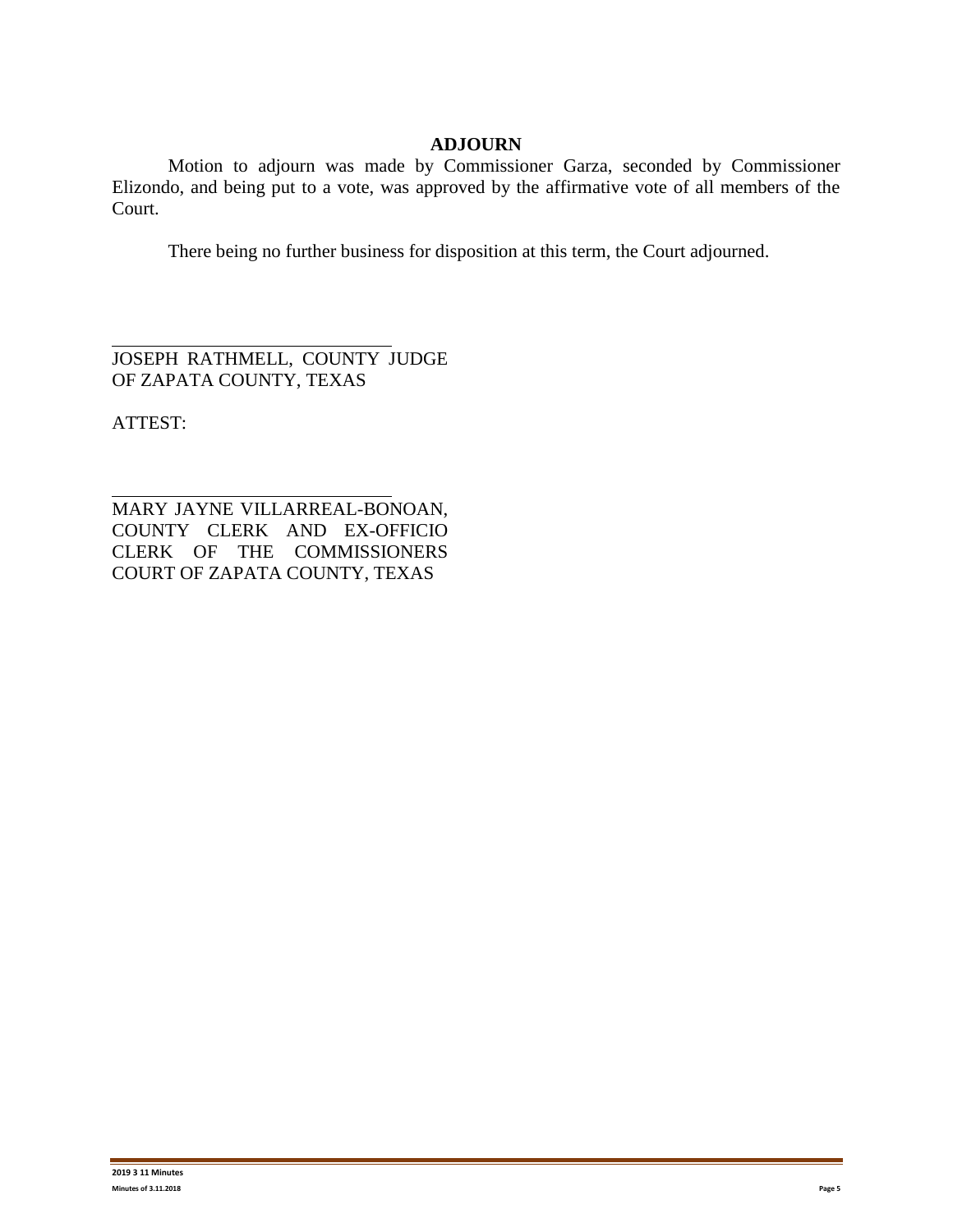## ADJOURN

Motion to adjourn was made by Commissioner Garza, seconded by Commissioner Elizondo, and being put to a vote, was approved by the affirmative vote of all members of the Court.

There being no further business for disposition at this term, the Court adjourned.

\_\_\_\_\_\_\_\_\_\_\_\_\_\_\_\_\_\_\_\_\_\_\_\_\_\_\_\_\_\_

JOSEPH RATHMELL, COUNTY JUDGE OF ZAPATA COUNTY, TEXAS

ATTEST:

\_\_\_\_\_\_\_\_\_\_\_\_\_\_\_\_\_\_\_\_\_\_\_\_\_\_\_\_\_\_

MARY JAYNE VILLARREAL-BONOAN, COUNTY CLERK AND EX-OFFICIO CLERK OF THE COMMISSIONERS COURT OF ZAPATA COUNTY, TEXAS